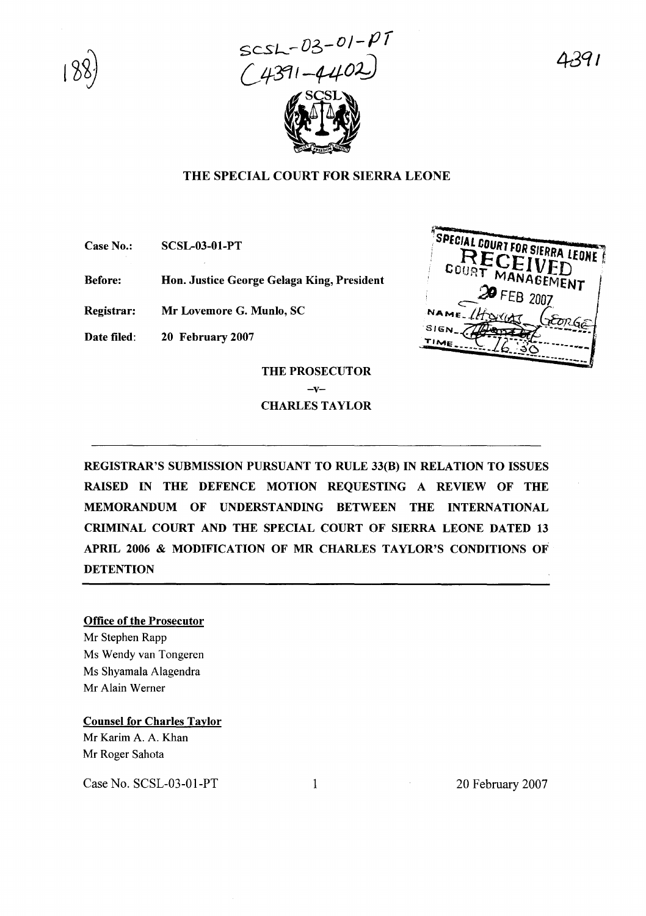SCSL-03-01-PT
(4391-4402)

# THE SPECIAL COURT FOR SIERRA LEONE

**Case No.:** SCSL-03-01-PT

**Before:** Hon. Justice George Gelaga King, President

**Registrar:** Mr Lovemore G. Munlo, SC

**Date filed:** 20 February 2007

SPECIAL COURT FOR SIERRA LEONE
RECEIVED
COURT MANAGEMENT
20 FEB 2007
NAME: Thomas George
SIGN
TIME: 16:30

**THE PROSECUTOR**

**–v–**

**CHARLES TAYLOR**

---

**REGISTRAR'S SUBMISSION PURSUANT TO RULE 33(B) IN RELATION TO ISSUES RAISED IN THE DEFENCE MOTION REQUESTING A REVIEW OF THE MEMORANDUM OF UNDERSTANDING BETWEEN THE INTERNATIONAL CRIMINAL COURT AND THE SPECIAL COURT OF SIERRA LEONE DATED 13 APRIL 2006 & MODIFICATION OF MR CHARLES TAYLOR'S CONDITIONS OF DETENTION**

---

**Office of the Prosecutor**

Mr Stephen Rapp
Ms Wendy van Tongeren
Ms Shyamala Alagendra
Mr Alain Werner

**Counsel for Charles Taylor**

Mr Karim A. A. Khan
Mr Roger Sahota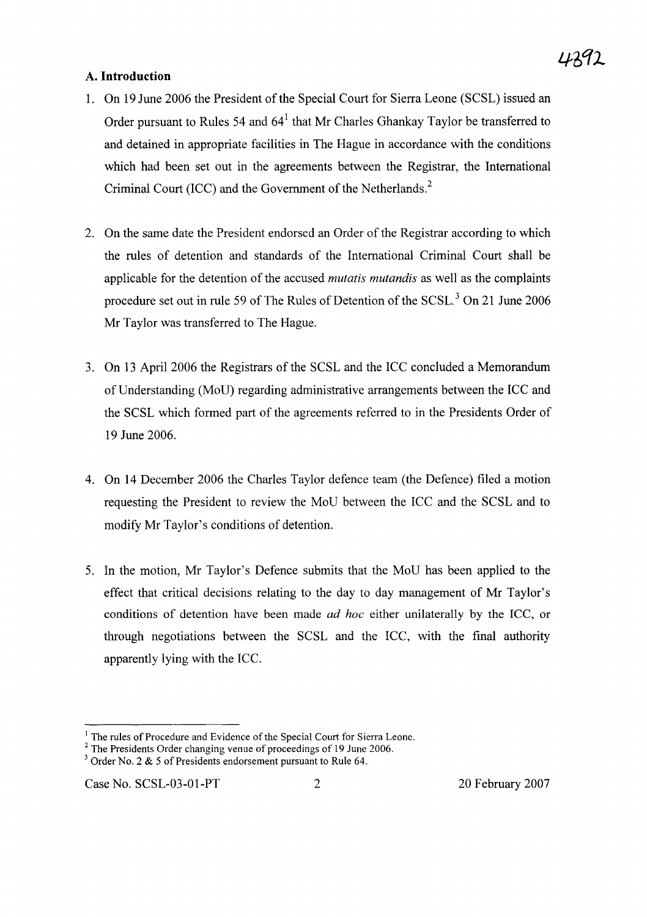## A. Introduction

1. On 19 June 2006 the President of the Special Court for Sierra Leone (SCSL) issued an Order pursuant to Rules 54 and 64[1] that Mr Charles Ghankay Taylor be transferred to and detained in appropriate facilities in The Hague in accordance with the conditions which had been set out in the agreements between the Registrar, the International Criminal Court (ICC) and the Government of the Netherlands.[2]

2. On the same date the President endorsed an Order of the Registrar according to which the rules of detention and standards of the International Criminal Court shall be applicable for the detention of the accused *mutatis mutandis* as well as the complaints procedure set out in rule 59 of The Rules of Detention of the SCSL.[3] On 21 June 2006 Mr Taylor was transferred to The Hague.

3. On 13 April 2006 the Registrars of the SCSL and the ICC concluded a Memorandum of Understanding (MoU) regarding administrative arrangements between the ICC and the SCSL which formed part of the agreements referred to in the Presidents Order of 19 June 2006.

4. On 14 December 2006 the Charles Taylor defence team (the Defence) filed a motion requesting the President to review the MoU between the ICC and the SCSL and to modify Mr Taylor's conditions of detention.

5. In the motion, Mr Taylor's Defence submits that the MoU has been applied to the effect that critical decisions relating to the day to day management of Mr Taylor's conditions of detention have been made *ad hoc* either unilaterally by the ICC, or through negotiations between the SCSL and the ICC, with the final authority apparently lying with the ICC.

---

[1] The rules of Procedure and Evidence of the Special Court for Sierra Leone.

[2] The Presidents Order changing venue of proceedings of 19 June 2006.

[3] Order No. 2 & 5 of Presidents endorsement pursuant to Rule 64.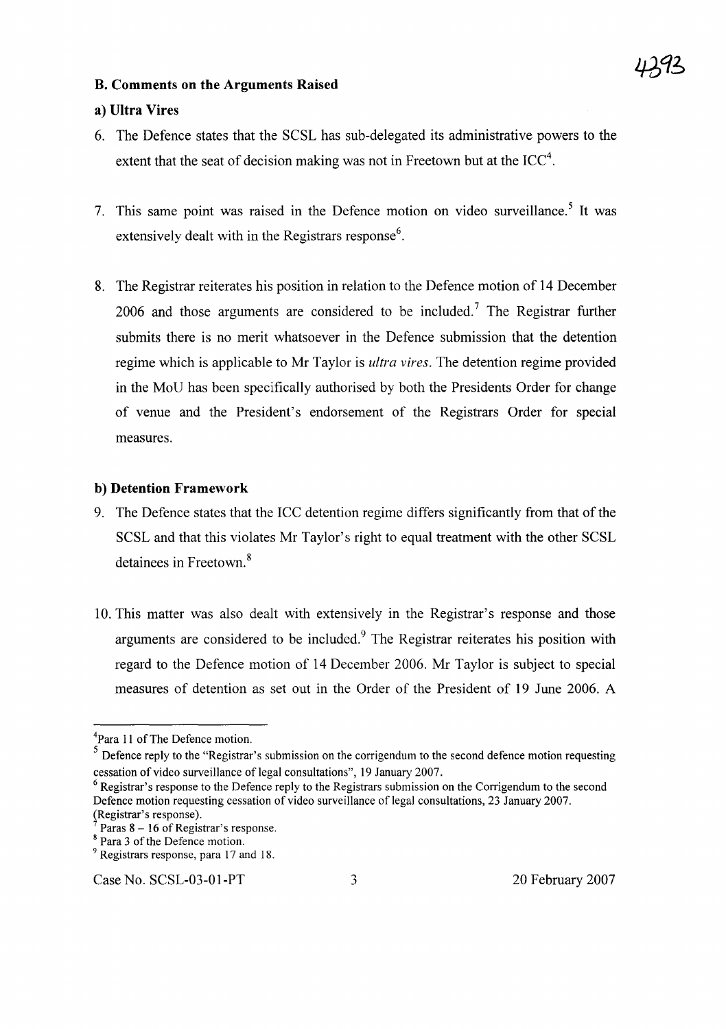### B. Comments on the Arguments Raised

#### a) Ultra Vires

6. The Defence states that the SCSL has sub-delegated its administrative powers to the extent that the seat of decision making was not in Freetown but at the ICC[4].

7. This same point was raised in the Defence motion on video surveillance.[5] It was extensively dealt with in the Registrars response[6].

8. The Registrar reiterates his position in relation to the Defence motion of 14 December 2006 and those arguments are considered to be included.[7] The Registrar further submits there is no merit whatsoever in the Defence submission that the detention regime which is applicable to Mr Taylor is *ultra vires*. The detention regime provided in the MoU has been specifically authorised by both the Presidents Order for change of venue and the President's endorsement of the Registrars Order for special measures.

#### b) Detention Framework

9. The Defence states that the ICC detention regime differs significantly from that of the SCSL and that this violates Mr Taylor's right to equal treatment with the other SCSL detainees in Freetown.[8]

10. This matter was also dealt with extensively in the Registrar's response and those arguments are considered to be included.[9] The Registrar reiterates his position with regard to the Defence motion of 14 December 2006. Mr Taylor is subject to special measures of detention as set out in the Order of the President of 19 June 2006. A

---

[4] Para 11 of The Defence motion.

[5] Defence reply to the "Registrar's submission on the corrigendum to the second defence motion requesting cessation of video surveillance of legal consultations", 19 January 2007.

[6] Registrar's response to the Defence reply to the Registrars submission on the Corrigendum to the second Defence motion requesting cessation of video surveillance of legal consultations, 23 January 2007. (Registrar's response).

[7] Paras 8 – 16 of Registrar's response.

[8] Para 3 of the Defence motion.

[9] Registrars response, para 17 and 18.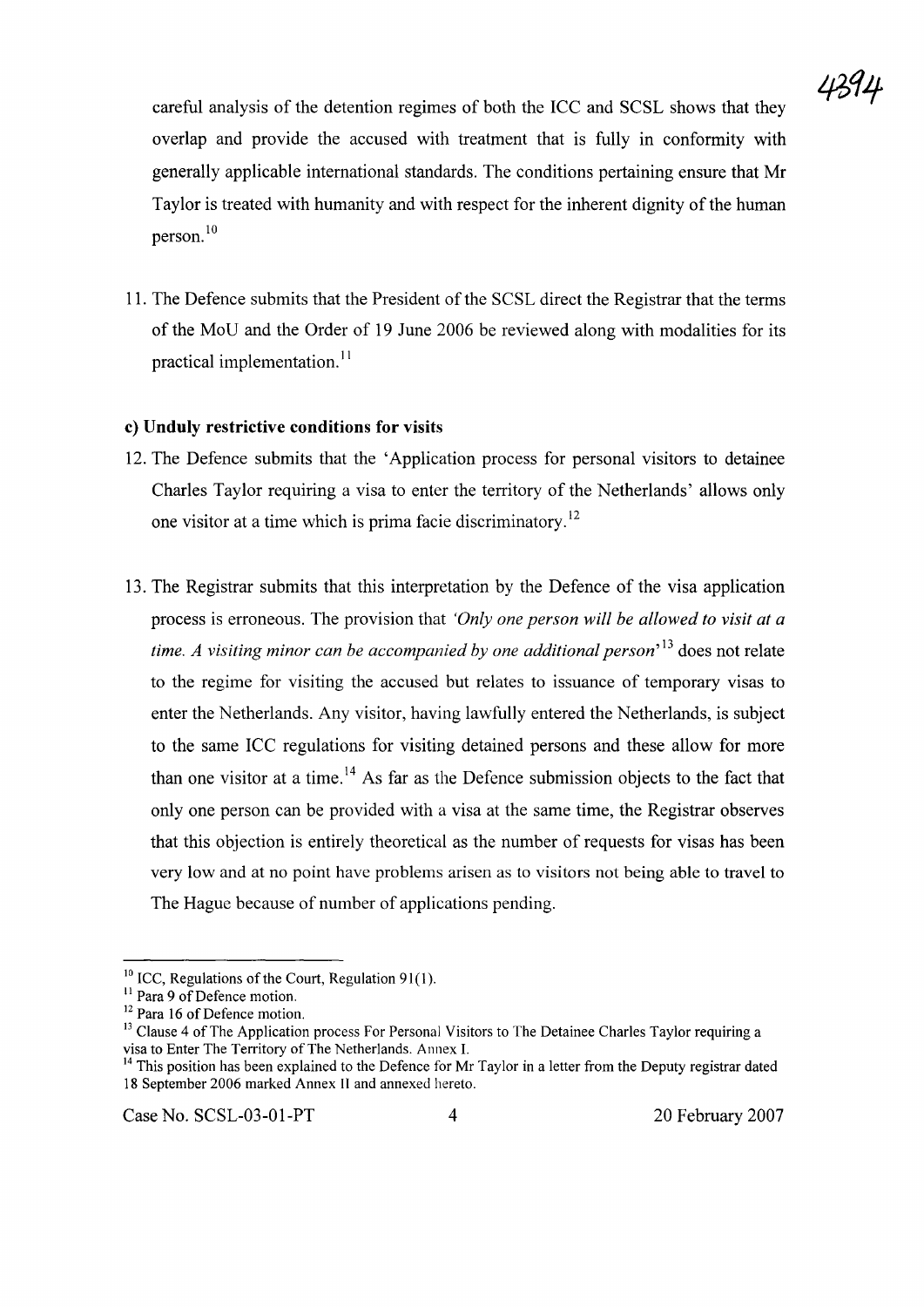careful analysis of the detention regimes of both the ICC and SCSL shows that they overlap and provide the accused with treatment that is fully in conformity with generally applicable international standards. The conditions pertaining ensure that Mr Taylor is treated with humanity and with respect for the inherent dignity of the human person.[10]

11. The Defence submits that the President of the SCSL direct the Registrar that the terms of the MoU and the Order of 19 June 2006 be reviewed along with modalities for its practical implementation.[11]

**c) Unduly restrictive conditions for visits**

12. The Defence submits that the 'Application process for personal visitors to detainee Charles Taylor requiring a visa to enter the territory of the Netherlands' allows only one visitor at a time which is prima facie discriminatory.[12]

13. The Registrar submits that this interpretation by the Defence of the visa application process is erroneous. The provision that *'Only one person will be allowed to visit at a time. A visiting minor can be accompanied by one additional person'*[13] does not relate to the regime for visiting the accused but relates to issuance of temporary visas to enter the Netherlands. Any visitor, having lawfully entered the Netherlands, is subject to the same ICC regulations for visiting detained persons and these allow for more than one visitor at a time.[14] As far as the Defence submission objects to the fact that only one person can be provided with a visa at the same time, the Registrar observes that this objection is entirely theoretical as the number of requests for visas has been very low and at no point have problems arisen as to visitors not being able to travel to The Hague because of number of applications pending.

---

[10] ICC, Regulations of the Court, Regulation 91(1).
[11] Para 9 of Defence motion.
[12] Para 16 of Defence motion.
[13] Clause 4 of The Application process For Personal Visitors to The Detainee Charles Taylor requiring a visa to Enter The Territory of The Netherlands. Annex I.
[14] This position has been explained to the Defence for Mr Taylor in a letter from the Deputy registrar dated 18 September 2006 marked Annex II and annexed hereto.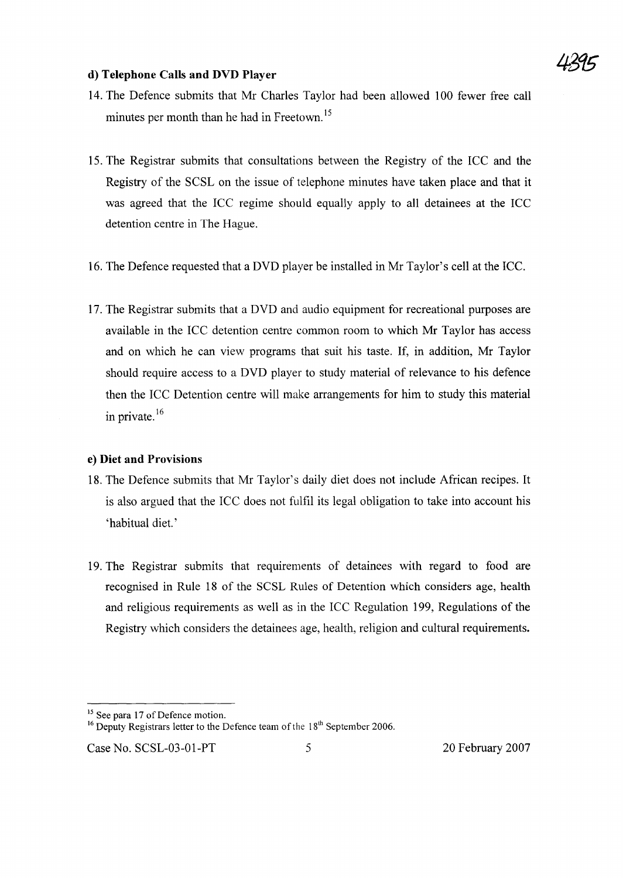### d) Telephone Calls and DVD Player

14. The Defence submits that Mr Charles Taylor had been allowed 100 fewer free call minutes per month than he had in Freetown.[15]

15. The Registrar submits that consultations between the Registry of the ICC and the Registry of the SCSL on the issue of telephone minutes have taken place and that it was agreed that the ICC regime should equally apply to all detainees at the ICC detention centre in The Hague.

16. The Defence requested that a DVD player be installed in Mr Taylor's cell at the ICC.

17. The Registrar submits that a DVD and audio equipment for recreational purposes are available in the ICC detention centre common room to which Mr Taylor has access and on which he can view programs that suit his taste. If, in addition, Mr Taylor should require access to a DVD player to study material of relevance to his defence then the ICC Detention centre will make arrangements for him to study this material in private.[16]

### e) Diet and Provisions

18. The Defence submits that Mr Taylor's daily diet does not include African recipes. It is also argued that the ICC does not fulfil its legal obligation to take into account his 'habitual diet.'

19. The Registrar submits that requirements of detainees with regard to food are recognised in Rule 18 of the SCSL Rules of Detention which considers age, health and religious requirements as well as in the ICC Regulation 199, Regulations of the Registry which considers the detainees age, health, religion and cultural requirements.

---

[15] See para 17 of Defence motion.

[16] Deputy Registrars letter to the Defence team of the 18th September 2006.

Case No. SCSL-03-01-PT 20 February 2007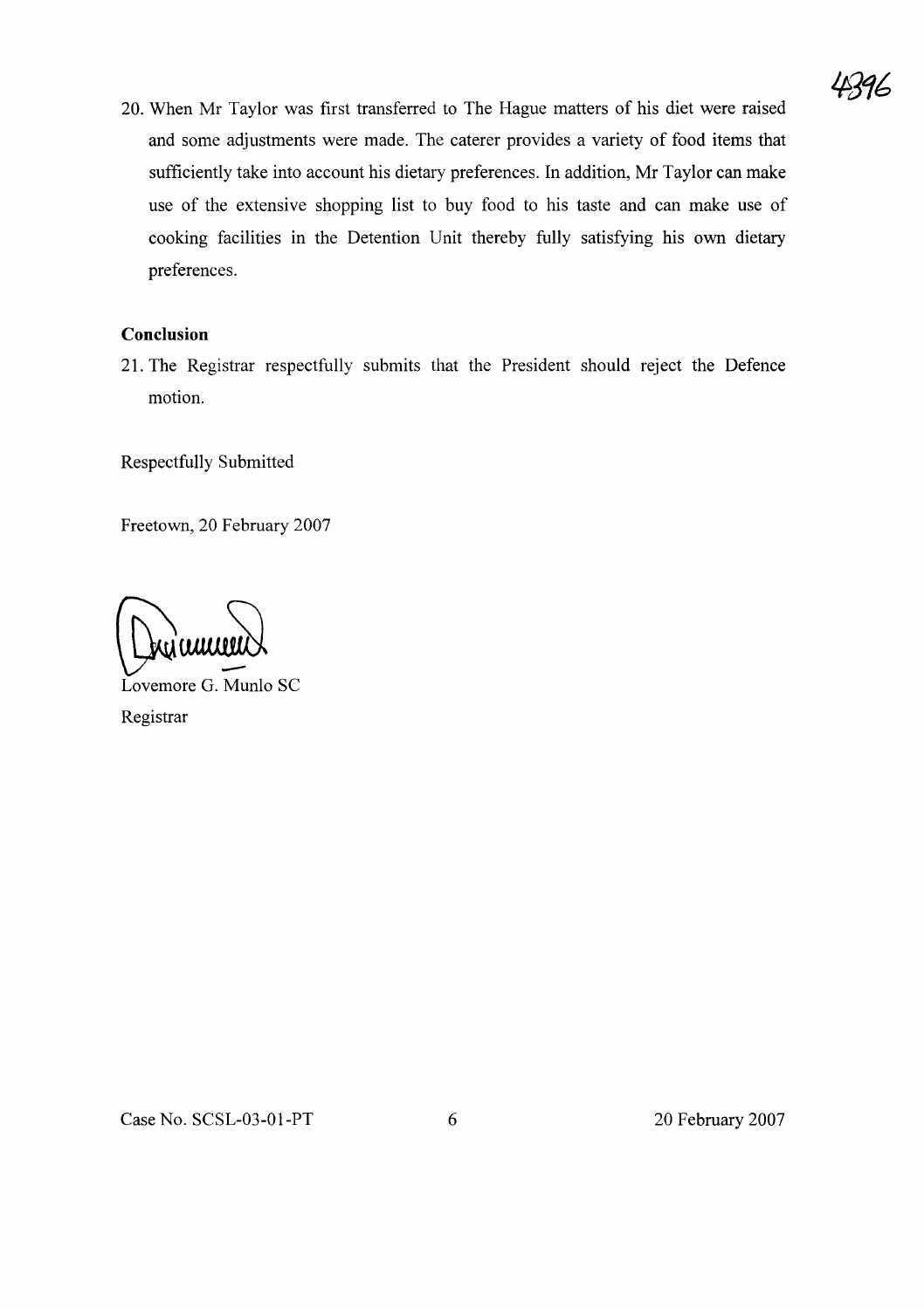20. When Mr Taylor was first transferred to The Hague matters of his diet were raised and some adjustments were made. The caterer provides a variety of food items that sufficiently take into account his dietary preferences. In addition, Mr Taylor can make use of the extensive shopping list to buy food to his taste and can make use of cooking facilities in the Detention Unit thereby fully satisfying his own dietary preferences.

**Conclusion**

21. The Registrar respectfully submits that the President should reject the Defence motion.

Respectfully Submitted

Freetown, 20 February 2007

Lovemore G. Munlo SC
Registrar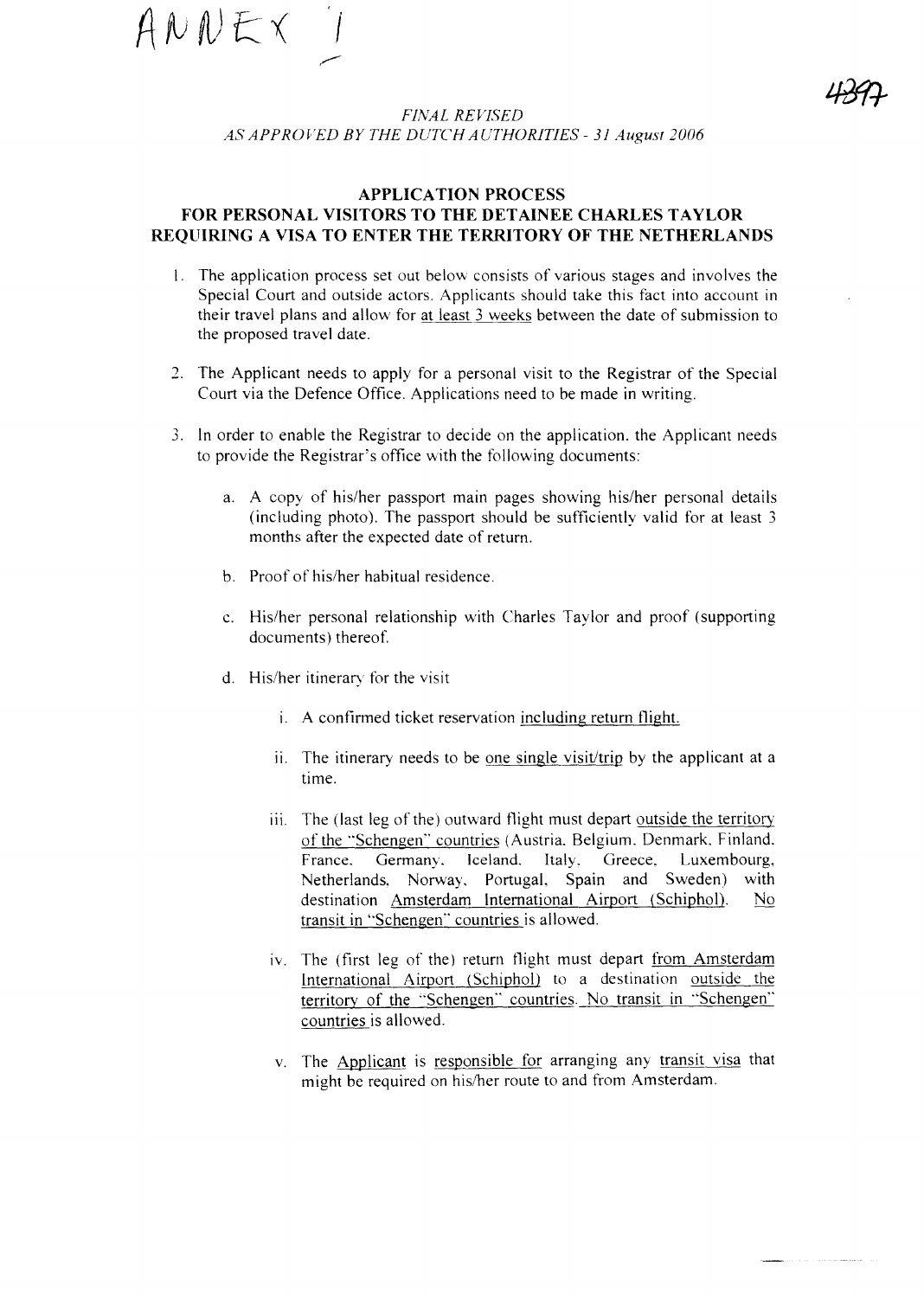ANNEX I

*FINAL REVISED*
*AS APPROVED BY THE DUTCH AUTHORITIES - 31 August 2006*

## APPLICATION PROCESS FOR PERSONAL VISITORS TO THE DETAINEE CHARLES TAYLOR REQUIRING A VISA TO ENTER THE TERRITORY OF THE NETHERLANDS

1. The application process set out below consists of various stages and involves the Special Court and outside actors. Applicants should take this fact into account in their travel plans and allow for <u>at least 3 weeks</u> between the date of submission to the proposed travel date.

2. The Applicant needs to apply for a personal visit to the Registrar of the Special Court via the Defence Office. Applications need to be made in writing.

3. In order to enable the Registrar to decide on the application, the Applicant needs to provide the Registrar's office with the following documents:

   a. A copy of his/her passport main pages showing his/her personal details (including photo). The passport should be sufficiently valid for at least 3 months after the expected date of return.

   b. Proof of his/her habitual residence.

   c. His/her personal relationship with Charles Taylor and proof (supporting documents) thereof.

   d. His/her itinerary for the visit

      i. A confirmed ticket reservation <u>including return flight.</u>

      ii. The itinerary needs to be <u>one single visit/trip</u> by the applicant at a time.

      iii. The (last leg of the) outward flight must depart <u>outside the territory of the "Schengen" countries</u> (Austria, Belgium, Denmark, Finland, France, Germany, Iceland, Italy, Greece, Luxembourg, Netherlands, Norway, Portugal, Spain and Sweden) with destination <u>Amsterdam International Airport (Schiphol)</u>. <u>No transit in "Schengen" countries</u> is allowed.

      iv. The (first leg of the) return flight must depart <u>from Amsterdam International Airport (Schiphol)</u> to a destination <u>outside the territory of the "Schengen" countries. No transit in "Schengen" countries</u> is allowed.

      v. The <u>Applicant</u> is <u>responsible for</u> arranging any <u>transit visa</u> that might be required on his/her route to and from Amsterdam.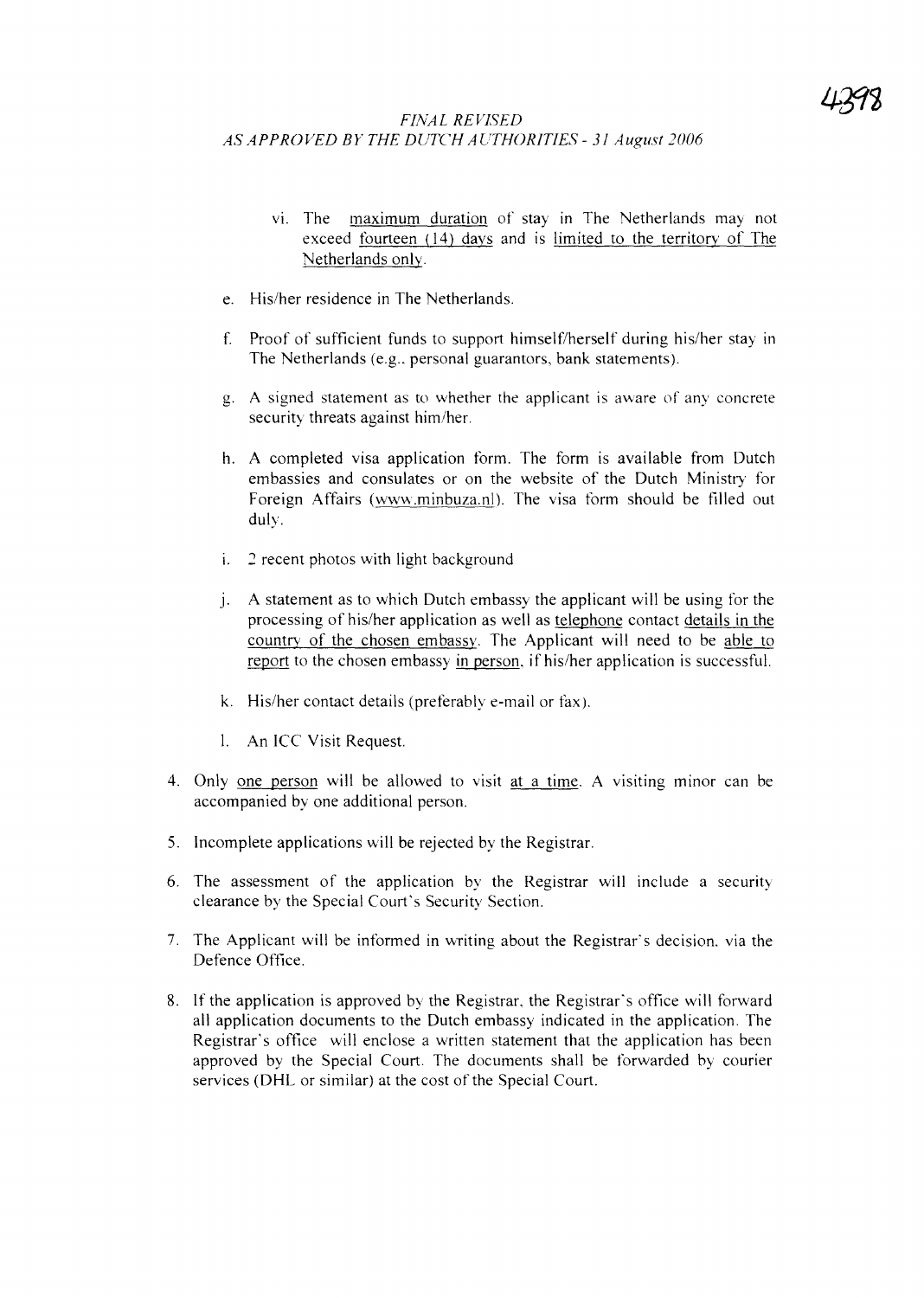*FINAL REVISED*
*AS APPROVED BY THE DUTCH AUTHORITIES - 31 August 2006*

vi. The maximum duration of stay in The Netherlands may not exceed fourteen (14) days and is limited to the territory of The Netherlands only.

e. His/her residence in The Netherlands.

f. Proof of sufficient funds to support himself/herself during his/her stay in The Netherlands (e.g., personal guarantors, bank statements).

g. A signed statement as to whether the applicant is aware of any concrete security threats against him/her.

h. A completed visa application form. The form is available from Dutch embassies and consulates or on the website of the Dutch Ministry for Foreign Affairs (www.minbuza.nl). The visa form should be filled out duly.

i. 2 recent photos with light background

j. A statement as to which Dutch embassy the applicant will be using for the processing of his/her application as well as telephone contact details in the country of the chosen embassy. The Applicant will need to be able to report to the chosen embassy in person, if his/her application is successful.

k. His/her contact details (preferably e-mail or fax).

l. An ICC Visit Request.

4. Only one person will be allowed to visit at a time. A visiting minor can be accompanied by one additional person.

5. Incomplete applications will be rejected by the Registrar.

6. The assessment of the application by the Registrar will include a security clearance by the Special Court's Security Section.

7. The Applicant will be informed in writing about the Registrar's decision, via the Defence Office.

8. If the application is approved by the Registrar, the Registrar's office will forward all application documents to the Dutch embassy indicated in the application. The Registrar's office will enclose a written statement that the application has been approved by the Special Court. The documents shall be forwarded by courier services (DHL or similar) at the cost of the Special Court.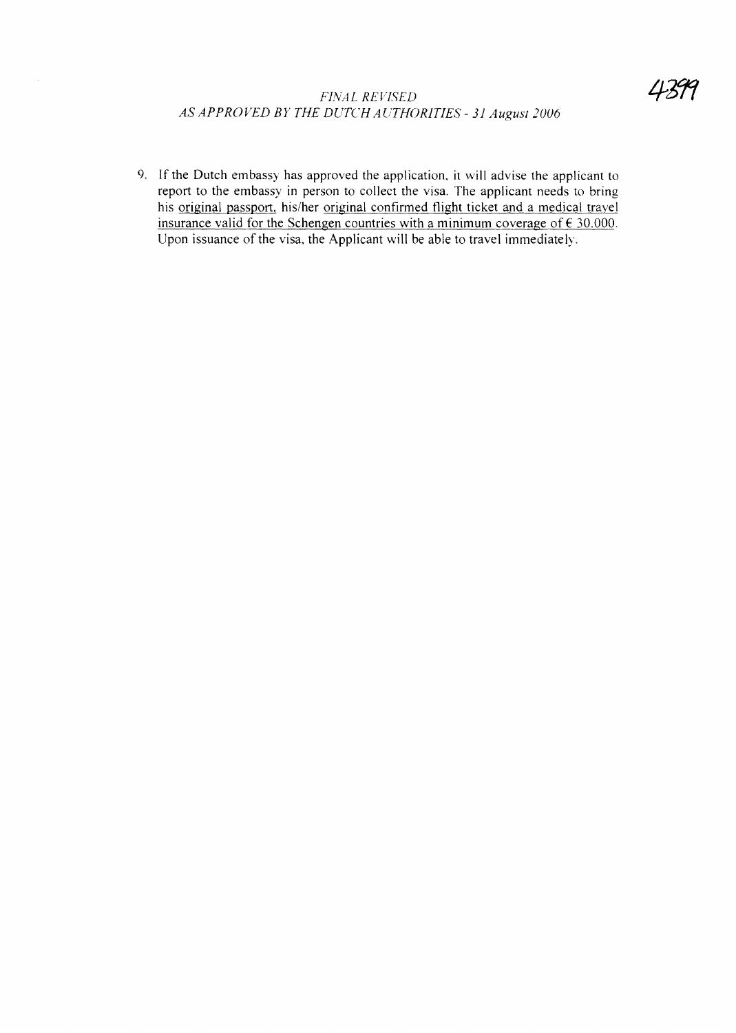9. If the Dutch embassy has approved the application, it will advise the applicant to report to the embassy in person to collect the visa. The applicant needs to bring his original passport, his/her original confirmed flight ticket and a medical travel insurance valid for the Schengen countries with a minimum coverage of € 30.000. Upon issuance of the visa, the Applicant will be able to travel immediately.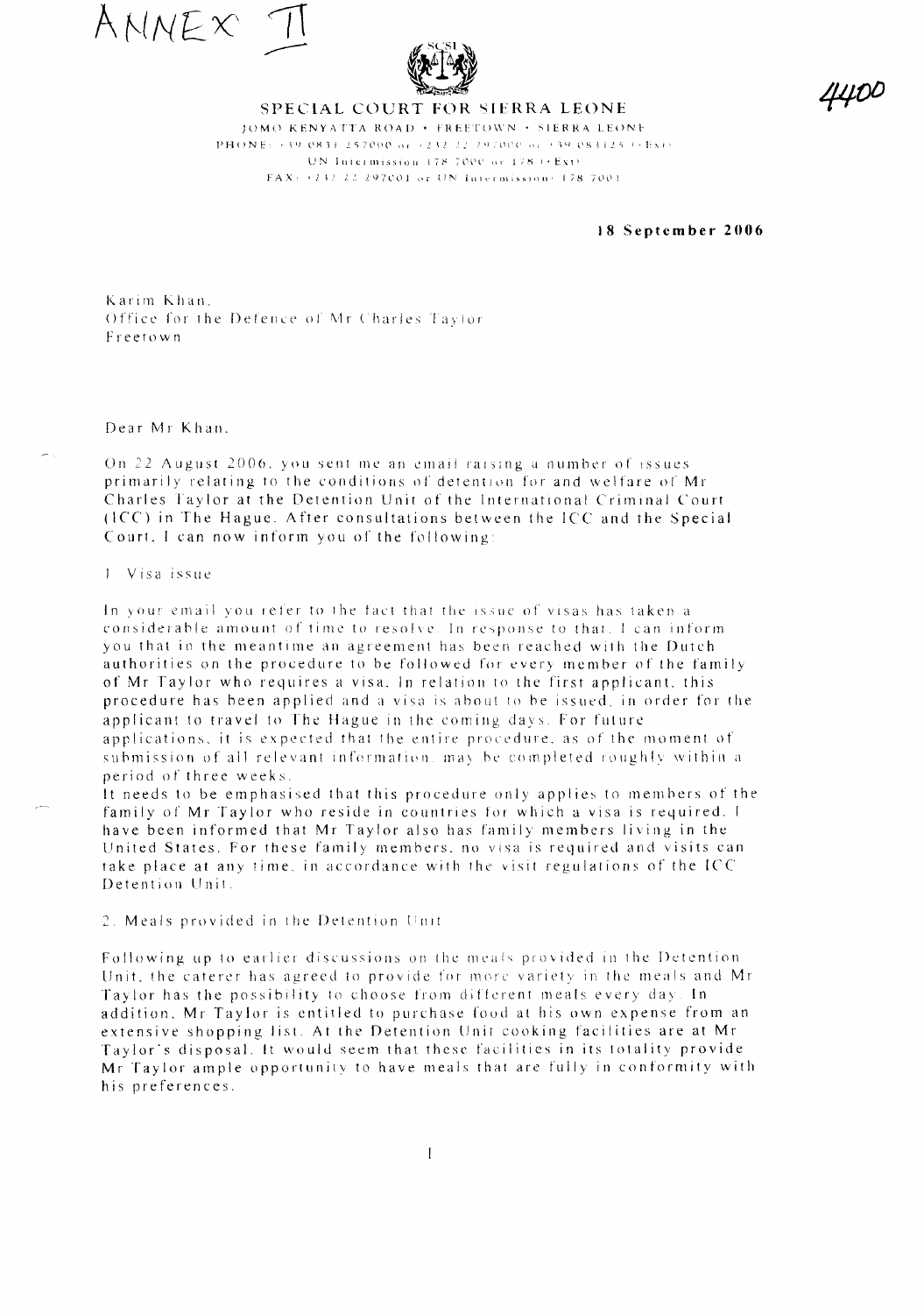ANNEX II

4400

# SPECIAL COURT FOR SIERRA LEONE

JOMO KENYATTA ROAD • FREETOWN • SIERRA LEONE
PHONE: +39 0831 257000 or +232 22 297000 or +39 083125 (+Ext)
UN Intermission 178 7000 or 178 (+Ext)
FAX: +232 22 297001 or UN Intermission: 178 7001

**18 September 2006**

Karim Khan,
Office for the Defence of Mr Charles Taylor
Freetown

Dear Mr Khan,

On 22 August 2006, you sent me an email raising a number of issues primarily relating to the conditions of detention for and welfare of Mr Charles Taylor at the Detention Unit of the International Criminal Court (ICC) in The Hague. After consultations between the ICC and the Special Court, I can now inform you of the following:

1. Visa issue

In your email you refer to the fact that the issue of visas has taken a considerable amount of time to resolve. In response to that, I can inform you that in the meantime an agreement has been reached with the Dutch authorities on the procedure to be followed for every member of the family of Mr Taylor who requires a visa. In relation to the first applicant, this procedure has been applied and a visa is about to be issued, in order for the applicant to travel to The Hague in the coming days. For future applications, it is expected that the entire procedure, as of the moment of submission of all relevant information, may be completed roughly within a period of three weeks.

It needs to be emphasised that this procedure only applies to members of the family of Mr Taylor who reside in countries for which a visa is required. I have been informed that Mr Taylor also has family members living in the United States. For these family members, no visa is required and visits can take place at any time, in accordance with the visit regulations of the ICC Detention Unit.

2. Meals provided in the Detention Unit

Following up to earlier discussions on the meals provided in the Detention Unit, the caterer has agreed to provide for more variety in the meals and Mr Taylor has the possibility to choose from different meals every day. In addition, Mr Taylor is entitled to purchase food at his own expense from an extensive shopping list. At the Detention Unit cooking facilities are at Mr Taylor's disposal. It would seem that these facilities in its totality provide Mr Taylor ample opportunity to have meals that are fully in conformity with his preferences.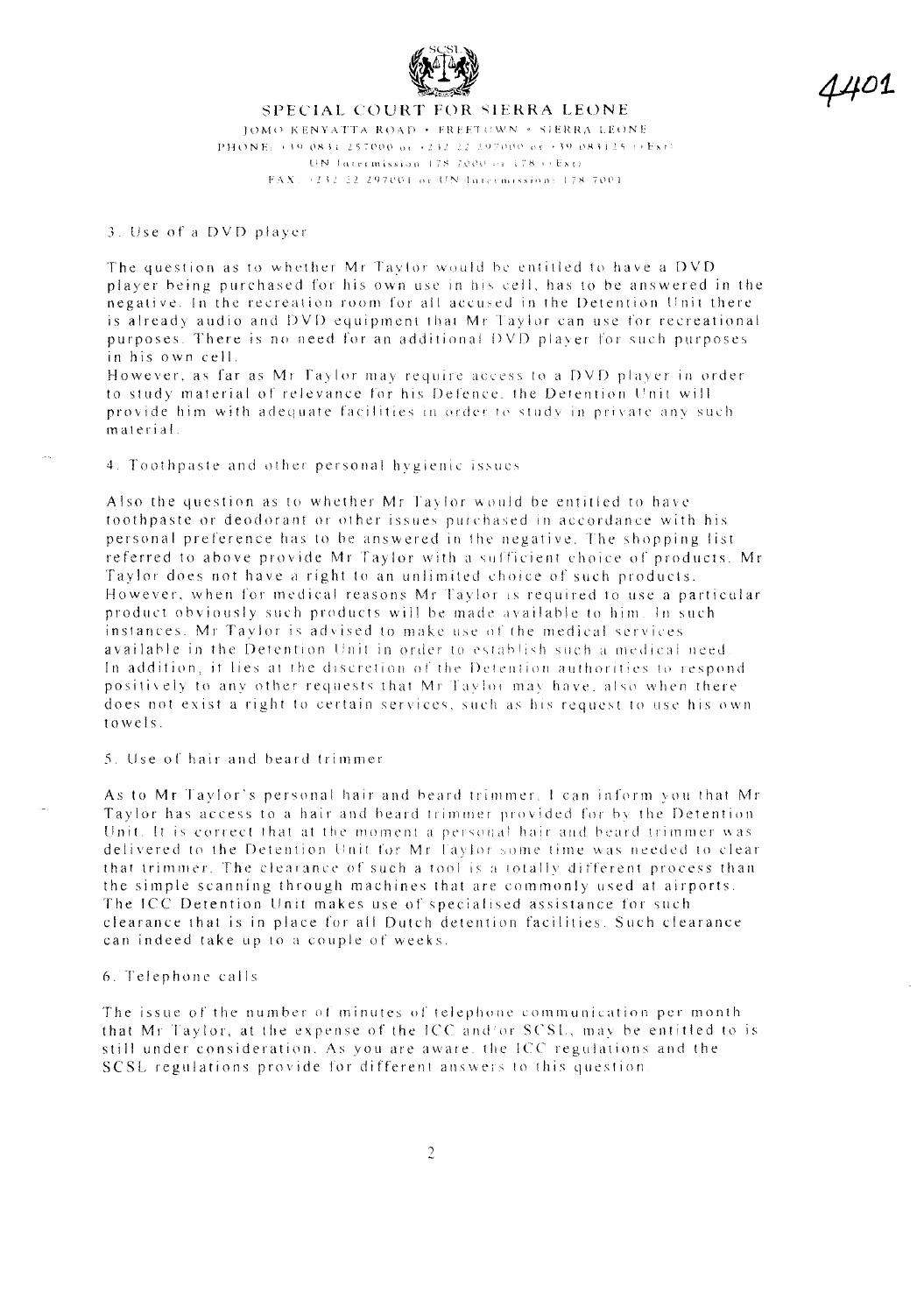SPECIAL COURT FOR SIERRA LEONE

JOMO KENYATTA ROAD • FREETOWN • SIERRA LEONE

PHONE: +39 0831 257000 or +232 22 297000 or +39 083125 (+Ext)

UN Intermission 178 7000 or 178 (+Ext)

FAX: +232 22 297001 or UN Intermission: 178 7001

4401

3. Use of a DVD player

The question as to whether Mr Taylor would be entitled to have a DVD player being purchased for his own use in his cell, has to be answered in the negative. In the recreation room for all accused in the Detention Unit there is already audio and DVD equipment that Mr Taylor can use for recreational purposes. There is no need for an additional DVD player for such purposes in his own cell.

However, as far as Mr Taylor may require access to a DVD player in order to study material of relevance for his Defence, the Detention Unit will provide him with adequate facilities in order to study in private any such material.

4. Toothpaste and other personal hygienic issues

Also the question as to whether Mr Taylor would be entitled to have toothpaste or deodorant or other issues purchased in accordance with his personal preference has to be answered in the negative. The shopping list referred to above provide Mr Taylor with a sufficient choice of products. Mr Taylor does not have a right to an unlimited choice of such products. However, when for medical reasons Mr Taylor is required to use a particular product obviously such products will be made available to him. In such instances, Mr Taylor is advised to make use of the medical services available in the Detention Unit in order to establish such a medical need. In addition, it lies at the discretion of the Detention authorities to respond positively to any other requests that Mr Taylor may have, also when there does not exist a right to certain services, such as his request to use his own towels.

5. Use of hair and beard trimmer

As to Mr Taylor's personal hair and beard trimmer, I can inform you that Mr Taylor has access to a hair and beard trimmer provided for by the Detention Unit. It is correct that at the moment a personal hair and beard trimmer was delivered to the Detention Unit for Mr Taylor some time was needed to clear that trimmer. The clearance of such a tool is a totally different process than the simple scanning through machines that are commonly used at airports. The ICC Detention Unit makes use of specialised assistance for such clearance that is in place for all Dutch detention facilities. Such clearance can indeed take up to a couple of weeks.

6. Telephone calls

The issue of the number of minutes of telephone communication per month that Mr Taylor, at the expense of the ICC and/or SCSL, may be entitled to is still under consideration. As you are aware, the ICC regulations and the SCSL regulations provide for different answers to this question.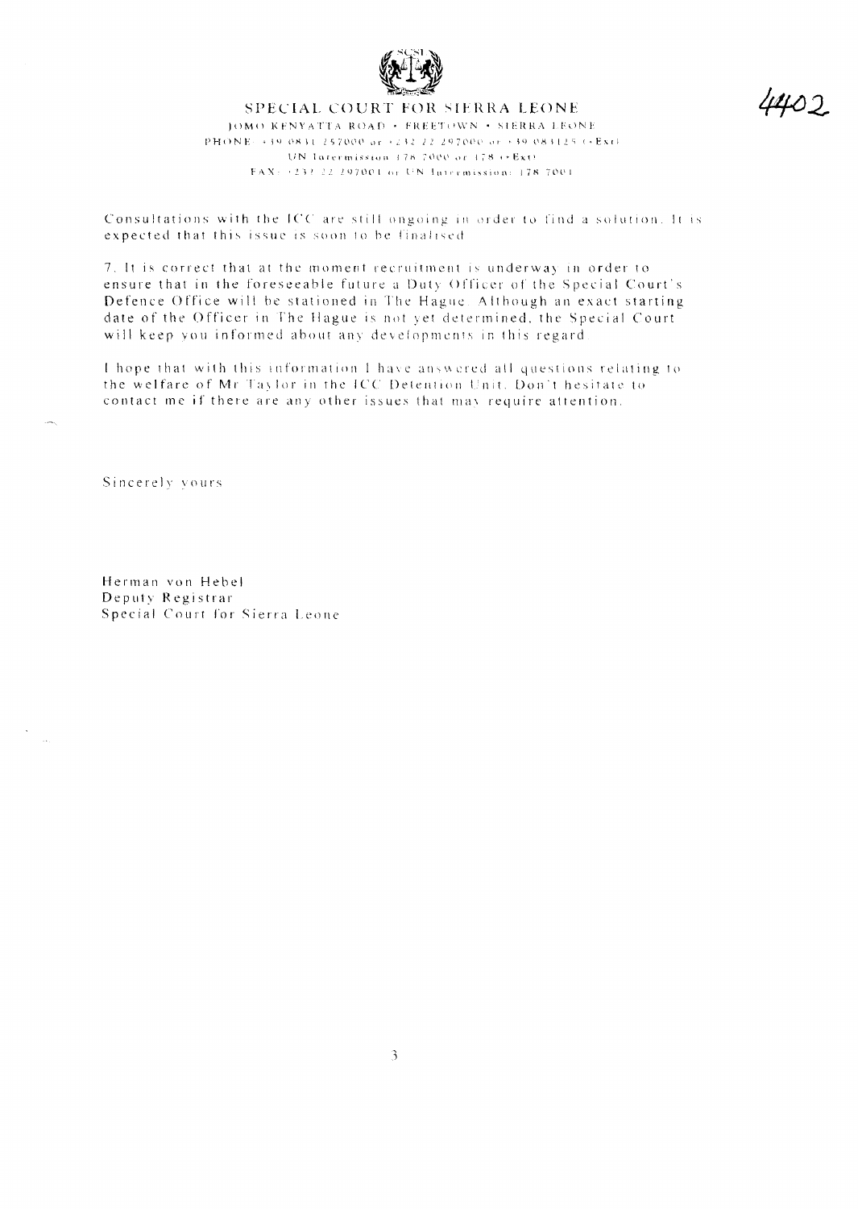SPECIAL COURT FOR SIERRA LEONE

JOMO KENYATTA ROAD • FREETOWN • SIERRA LEONE

PHONE: +39 0831 257000 or +232 22 297000 or +39 083125 (+Ext)

UN Intermission 178 7000 or 178 (+Ext)

FAX: +232 22 297001 or UN Intermission: 178 7001

4402

Consultations with the ICC are still ongoing in order to find a solution. It is expected that this issue is soon to be finalised.

7. It is correct that at the moment recruitment is underway in order to ensure that in the foreseeable future a Duty Officer of the Special Court's Defence Office will be stationed in The Hague. Although an exact starting date of the Officer in The Hague is not yet determined, the Special Court will keep you informed about any developments in this regard.

I hope that with this information I have answered all questions relating to the welfare of Mr Taylor in the ICC Detention Unit. Don't hesitate to contact me if there are any other issues that may require attention.

Sincerely yours

Herman von Hebel
Deputy Registrar
Special Court for Sierra Leone